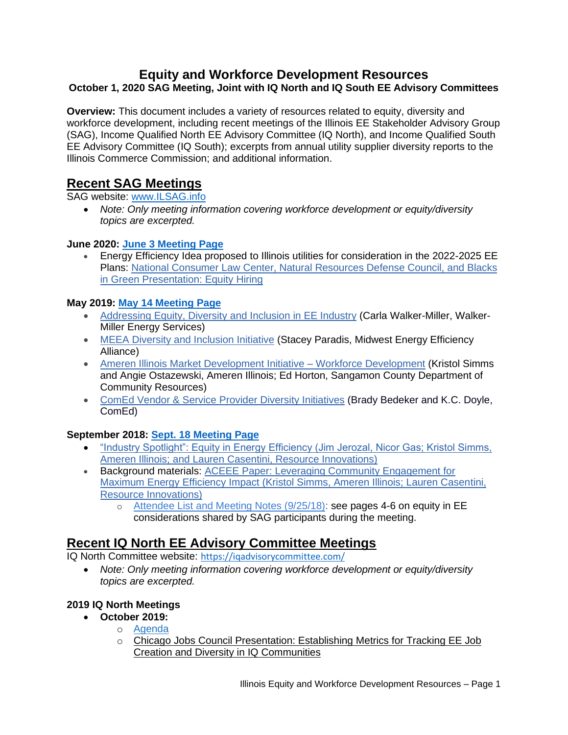# Equity and Workforce Development Resources

**October 1, 2020 SAG Meeting, Joint with IQ North and IQ South EE Advisory Committees**

**Overview:** This document includes a variety of resources related to equity, diversity and workforce development, including recent meetings of the Illinois EE Stakeholder Advisory Group (SAG), Income Qualified North EE Advisory Committee (IQ North), and Income Qualified South EE Advisory Committee (IQ South); excerpts from annual utility supplier diversity reports to the Illinois Commerce Commission; and additional information.

## Recent SAG Meetings

SAG website: www.ILSAG.info

- *Note: Only meeting information covering workforce development or equity/diversity topics are excerpted.*

**June 2020: June 3 Meeting Page**

- Energy Efficiency Idea proposed to Illinois utilities for consideration in the 2022-2025 EE Plans: National Consumer Law Center, Natural Resources Defense Council, and Blacks in Green Presentation: Equity Hiring

**May 2019: May 14 Meeting Page**

- Addressing Equity, Diversity and Inclusion in EE Industry (Carla Walker-Miller, Walker-Miller Energy Services)
- MEEA Diversity and Inclusion Initiative (Stacey Paradis, Midwest Energy Efficiency Alliance)
- Ameren Illinois Market Development Initiative – Workforce Development (Kristol Simms and Angie Ostazewski, Ameren Illinois; Ed Horton, Sangamon County Department of Community Resources)
- ComEd Vendor & Service Provider Diversity Initiatives (Brady Bedeker and K.C. Doyle, ComEd)

**September 2018: Sept. 18 Meeting Page**

- "Industry Spotlight": Equity in Energy Efficiency (Jim Jerozal, Nicor Gas; Kristol Simms, Ameren Illinois; and Lauren Casentini, Resource Innovations)
- Background materials: ACEEE Paper: Leveraging Community Engagement for Maximum Energy Efficiency Impact (Kristol Simms, Ameren Illinois; Lauren Casentini, Resource Innovations)
  - Attendee List and Meeting Notes (9/25/18): see pages 4-6 on equity in EE considerations shared by SAG participants during the meeting.

## Recent IQ North EE Advisory Committee Meetings

IQ North Committee website: https://iqadvisorycommittee.com/

- *Note: Only meeting information covering workforce development or equity/diversity topics are excerpted.*

**2019 IQ North Meetings**

- **October 2019:**
  - Agenda
  - Chicago Jobs Council Presentation: Establishing Metrics for Tracking EE Job Creation and Diversity in IQ Communities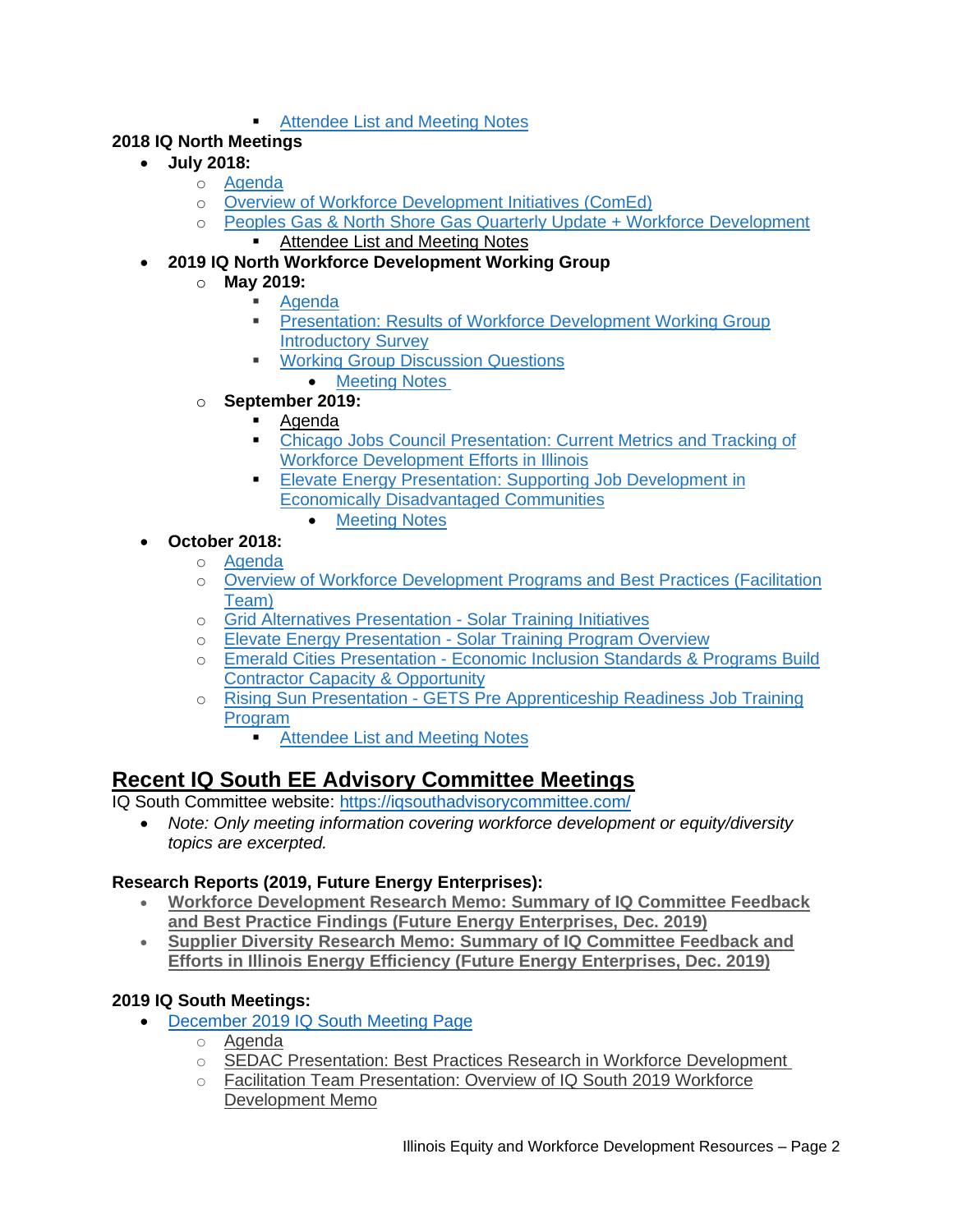- Attendee List and Meeting Notes

**2018 IQ North Meetings**

- **July 2018:**
    - Agenda
    - Overview of Workforce Development Initiatives (ComEd)
    - Peoples Gas & North Shore Gas Quarterly Update + Workforce Development
        - Attendee List and Meeting Notes
- **2019 IQ North Workforce Development Working Group**
    - **May 2019:**
        - Agenda
        - Presentation: Results of Workforce Development Working Group Introductory Survey
        - Working Group Discussion Questions
            - Meeting Notes
    - **September 2019:**
        - Agenda
        - Chicago Jobs Council Presentation: Current Metrics and Tracking of Workforce Development Efforts in Illinois
        - Elevate Energy Presentation: Supporting Job Development in Economically Disadvantaged Communities
            - Meeting Notes
- **October 2018:**
    - Agenda
    - Overview of Workforce Development Programs and Best Practices (Facilitation Team)
    - Grid Alternatives Presentation - Solar Training Initiatives
    - Elevate Energy Presentation - Solar Training Program Overview
    - Emerald Cities Presentation - Economic Inclusion Standards & Programs Build Contractor Capacity & Opportunity
    - Rising Sun Presentation - GETS Pre Apprenticeship Readiness Job Training Program
        - Attendee List and Meeting Notes

## Recent IQ South EE Advisory Committee Meetings

IQ South Committee website: https://iqsouthadvisorycommittee.com/

- *Note: Only meeting information covering workforce development or equity/diversity topics are excerpted.*

**Research Reports (2019, Future Energy Enterprises):**

- **Workforce Development Research Memo: Summary of IQ Committee Feedback and Best Practice Findings (Future Energy Enterprises, Dec. 2019)**
- **Supplier Diversity Research Memo: Summary of IQ Committee Feedback and Efforts in Illinois Energy Efficiency (Future Energy Enterprises, Dec. 2019)**

**2019 IQ South Meetings:**

- December 2019 IQ South Meeting Page
    - Agenda
    - SEDAC Presentation: Best Practices Research in Workforce Development
    - Facilitation Team Presentation: Overview of IQ South 2019 Workforce Development Memo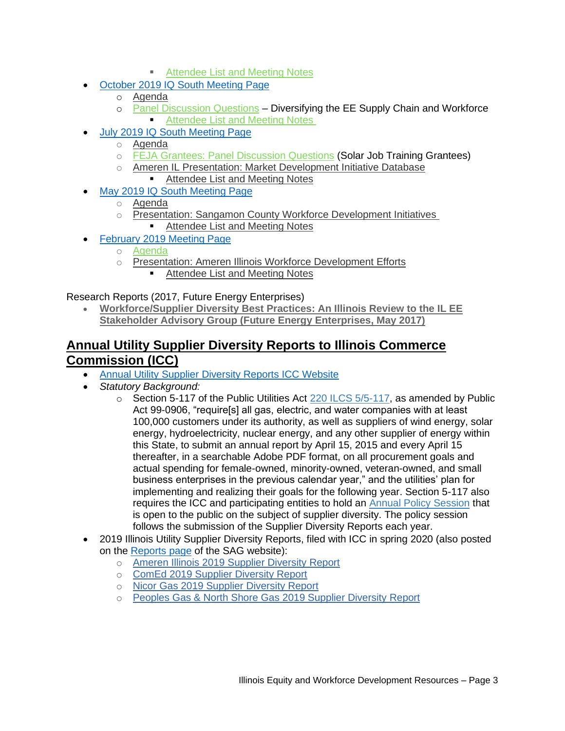- Attendee List and Meeting Notes
- October 2019 IQ South Meeting Page
    - Agenda
    - Panel Discussion Questions – Diversifying the EE Supply Chain and Workforce
        - Attendee List and Meeting Notes
- July 2019 IQ South Meeting Page
    - Agenda
    - FEJA Grantees: Panel Discussion Questions (Solar Job Training Grantees)
    - Ameren IL Presentation: Market Development Initiative Database
        - Attendee List and Meeting Notes
- May 2019 IQ South Meeting Page
    - Agenda
    - Presentation: Sangamon County Workforce Development Initiatives
        - Attendee List and Meeting Notes
- February 2019 Meeting Page
    - Agenda
    - Presentation: Ameren Illinois Workforce Development Efforts
        - Attendee List and Meeting Notes

Research Reports (2017, Future Energy Enterprises)

- **Workforce/Supplier Diversity Best Practices: An Illinois Review to the IL EE Stakeholder Advisory Group (Future Energy Enterprises, May 2017)**

## Annual Utility Supplier Diversity Reports to Illinois Commerce Commission (ICC)

- Annual Utility Supplier Diversity Reports ICC Website
- *Statutory Background:*
    - Section 5-117 of the Public Utilities Act 220 ILCS 5/5-117, as amended by Public Act 99-0906, "require[s] all gas, electric, and water companies with at least 100,000 customers under its authority, as well as suppliers of wind energy, solar energy, hydroelectricity, nuclear energy, and any other supplier of energy within this State, to submit an annual report by April 15, 2015 and every April 15 thereafter, in a searchable Adobe PDF format, on all procurement goals and actual spending for female-owned, minority-owned, veteran-owned, and small business enterprises in the previous calendar year," and the utilities' plan for implementing and realizing their goals for the following year. Section 5-117 also requires the ICC and participating entities to hold an Annual Policy Session that is open to the public on the subject of supplier diversity. The policy session follows the submission of the Supplier Diversity Reports each year.
- 2019 Illinois Utility Supplier Diversity Reports, filed with ICC in spring 2020 (also posted on the Reports page of the SAG website):
    - Ameren Illinois 2019 Supplier Diversity Report
    - ComEd 2019 Supplier Diversity Report
    - Nicor Gas 2019 Supplier Diversity Report
    - Peoples Gas & North Shore Gas 2019 Supplier Diversity Report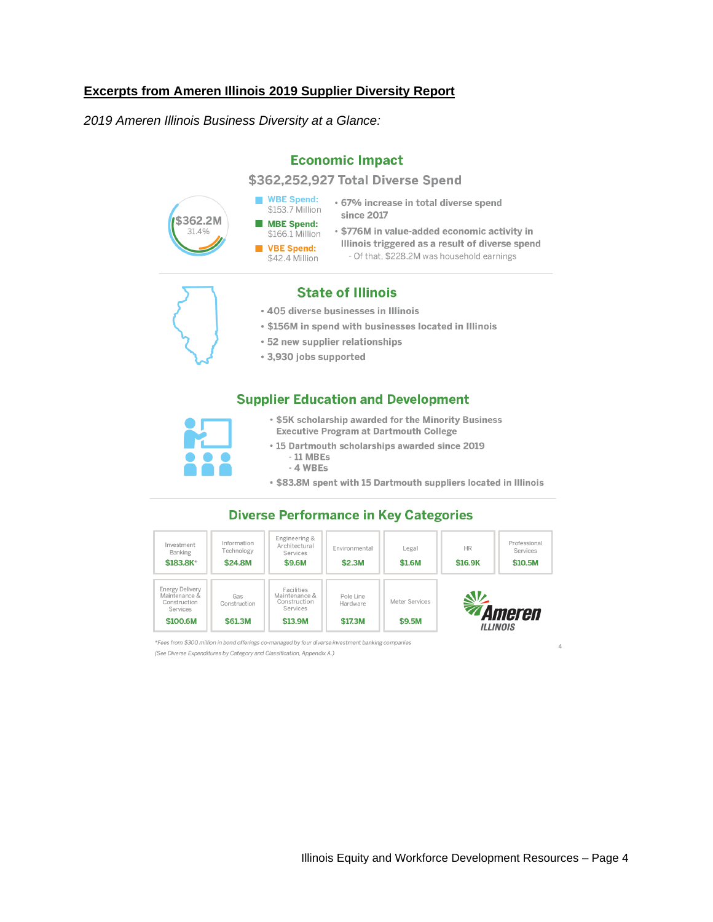**Excerpts from Ameren Illinois 2019 Supplier Diversity Report**

*2019 Ameren Illinois Business Diversity at a Glance:*

## Economic Impact

### $362,252,927 Total Diverse Spend

$362.2M
31.4%

- **WBE Spend:** $153.7 Million
- **MBE Spend:** $166.1 Million
- **VBE Spend:** $42.4 Million

- **67% increase in total diverse spend since 2017**
- **$776M in value-added economic activity in Illinois triggered as a result of diverse spend**
  - Of that, $228.2M was household earnings

## State of Illinois

- **405 diverse businesses in Illinois**
- **$156M in spend with businesses located in Illinois**
- **52 new supplier relationships**
- **3,930 jobs supported**

## Supplier Education and Development

- **$5K scholarship awarded for the Minority Business Executive Program at Dartmouth College**
- **15 Dartmouth scholarships awarded since 2019**
  - 11 MBEs
  - 4 WBEs
- **$83.8M spent with 15 Dartmouth suppliers located in Illinois**

## Diverse Performance in Key Categories

| Category | Spend |
|---|---|
| Investment Banking | $183.8K* |
| Information Technology | $24.8M |
| Engineering & Architectural Services | $9.6M |
| Environmental | $2.3M |
| Legal | $1.6M |
| HR | $16.9K |
| Professional Services | $10.5M |
| Energy Delivery Maintenance & Construction Services | $100.6M |
| Gas Construction | $61.3M |
| Facilities Maintenance & Construction Services | $13.9M |
| Pole Line Hardware | $17.3M |
| Meter Services | $9.5M |

Ameren ILLINOIS

*Fees from $300 million in bond offerings co-managed by four diverse investment banking companies

(See Diverse Expenditures by Category and Classification, Appendix A.)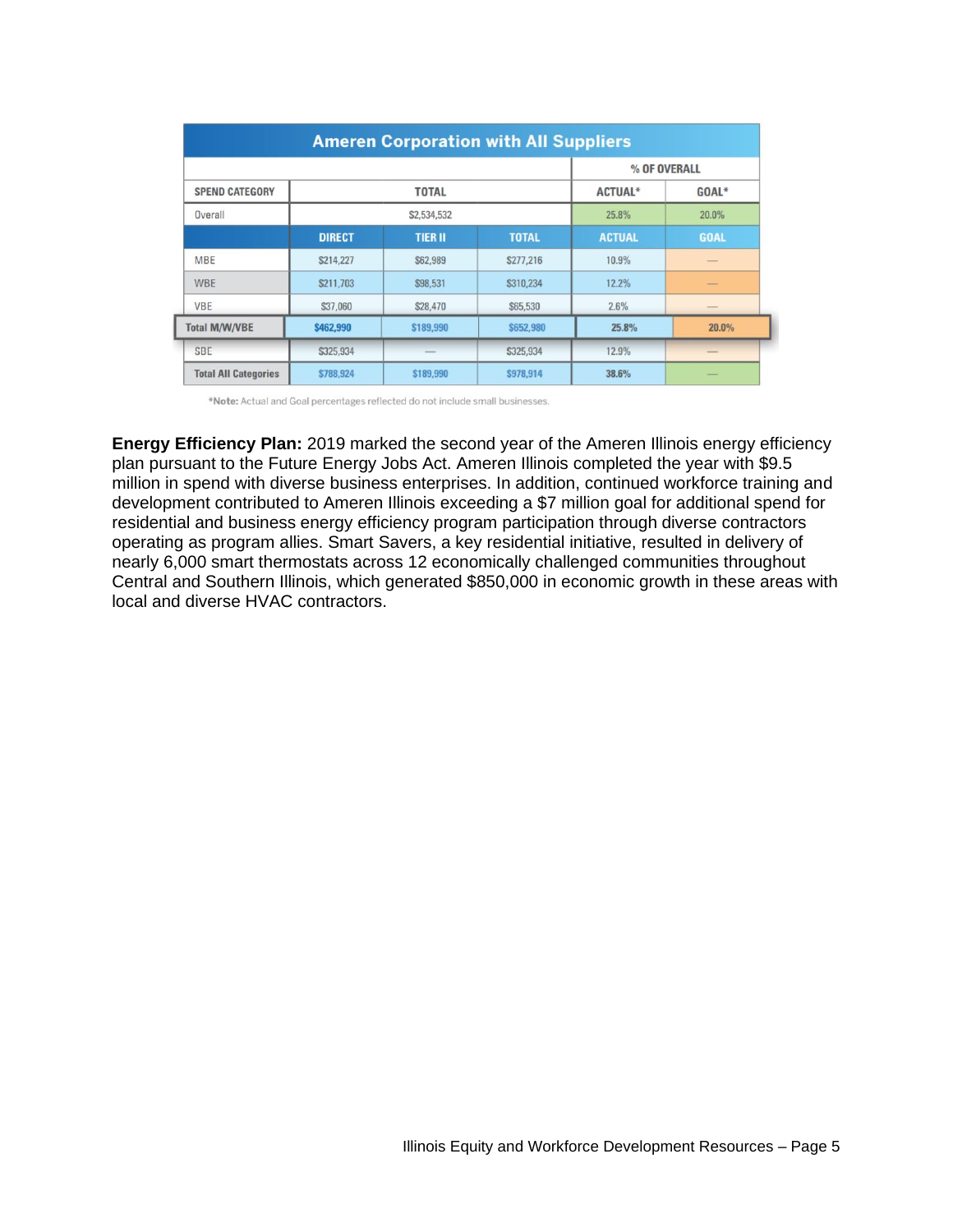| Ameren Corporation with All Suppliers | | | | | |
|---|---|---|---|---|---|
| | | | | % OF OVERALL | |
| SPEND CATEGORY | TOTAL | | | ACTUAL* | GOAL* |
| Overall | $2,534,532 | | | 25.8% | 20.0% |
| | DIRECT | TIER II | TOTAL | ACTUAL | GOAL |
| MBE | $214,227 | $62,989 | $277,216 | 10.9% | — |
| WBE | $211,703 | $98,531 | $310,234 | 12.2% | — |
| VBE | $37,060 | $28,470 | $65,530 | 2.6% | — |
| **Total M/W/VBE** | **$462,990** | **$189,990** | **$652,980** | **25.8%** | **20.0%** |
| SDE | $325,934 | — | $325,934 | 12.9% | — |
| **Total All Categories** | **$788,924** | **$189,990** | **$978,914** | **38.6%** | — |

***Note:** Actual and Goal percentages reflected do not include small businesses.

**Energy Efficiency Plan:** 2019 marked the second year of the Ameren Illinois energy efficiency plan pursuant to the Future Energy Jobs Act. Ameren Illinois completed the year with $9.5 million in spend with diverse business enterprises. In addition, continued workforce training and development contributed to Ameren Illinois exceeding a $7 million goal for additional spend for residential and business energy efficiency program participation through diverse contractors operating as program allies. Smart Savers, a key residential initiative, resulted in delivery of nearly 6,000 smart thermostats across 12 economically challenged communities throughout Central and Southern Illinois, which generated $850,000 in economic growth in these areas with local and diverse HVAC contractors.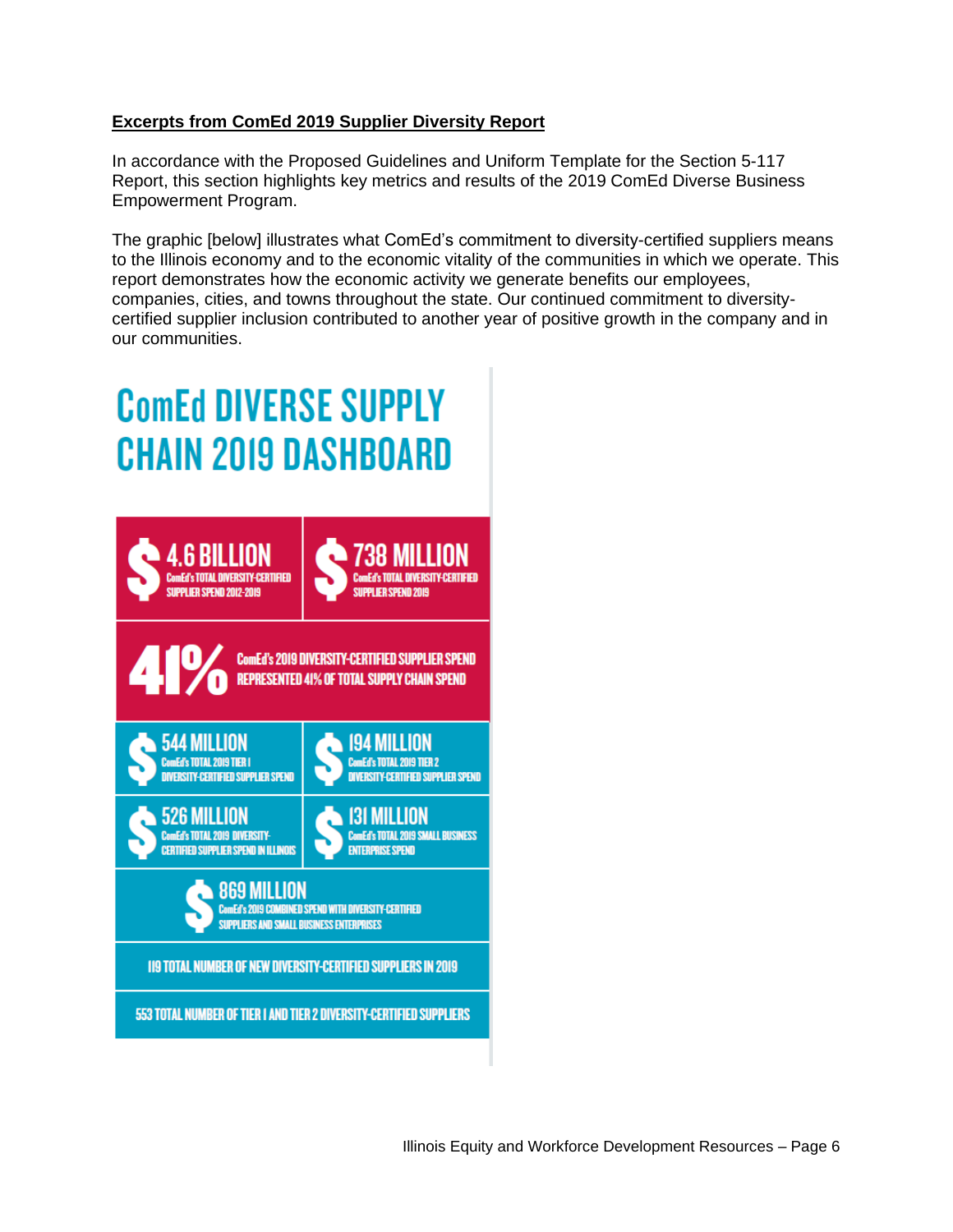**Excerpts from ComEd 2019 Supplier Diversity Report**

In accordance with the Proposed Guidelines and Uniform Template for the Section 5-117 Report, this section highlights key metrics and results of the 2019 ComEd Diverse Business Empowerment Program.

The graphic [below] illustrates what ComEd's commitment to diversity-certified suppliers means to the Illinois economy and to the economic vitality of the communities in which we operate. This report demonstrates how the economic activity we generate benefits our employees, companies, cities, and towns throughout the state. Our continued commitment to diversity-certified supplier inclusion contributed to another year of positive growth in the company and in our communities.

# ComEd DIVERSE SUPPLY CHAIN 2019 DASHBOARD

**$4.6 BILLION** ComEd's TOTAL DIVERSITY-CERTIFIED SUPPLIER SPEND 2012-2019

**$738 MILLION** ComEd's TOTAL DIVERSITY-CERTIFIED SUPPLIER SPEND 2019

**41%** ComEd's 2019 DIVERSITY-CERTIFIED SUPPLIER SPEND REPRESENTED 41% OF TOTAL SUPPLY CHAIN SPEND

**$544 MILLION** ComEd's TOTAL 2019 TIER I DIVERSITY-CERTIFIED SUPPLIER SPEND

**$194 MILLION** ComEd's TOTAL 2019 TIER 2 DIVERSITY-CERTIFIED SUPPLIER SPEND

**$526 MILLION** ComEd's TOTAL 2019 DIVERSITY-CERTIFIED SUPPLIER SPEND IN ILLINOIS

**$131 MILLION** ComEd's TOTAL 2019 SMALL BUSINESS ENTERPRISE SPEND

**$869 MILLION** ComEd's 2019 COMBINED SPEND WITH DIVERSITY-CERTIFIED SUPPLIERS AND SMALL BUSINESS ENTERPRISES

**119** TOTAL NUMBER OF NEW DIVERSITY-CERTIFIED SUPPLIERS IN 2019

**553** TOTAL NUMBER OF TIER I AND TIER 2 DIVERSITY-CERTIFIED SUPPLIERS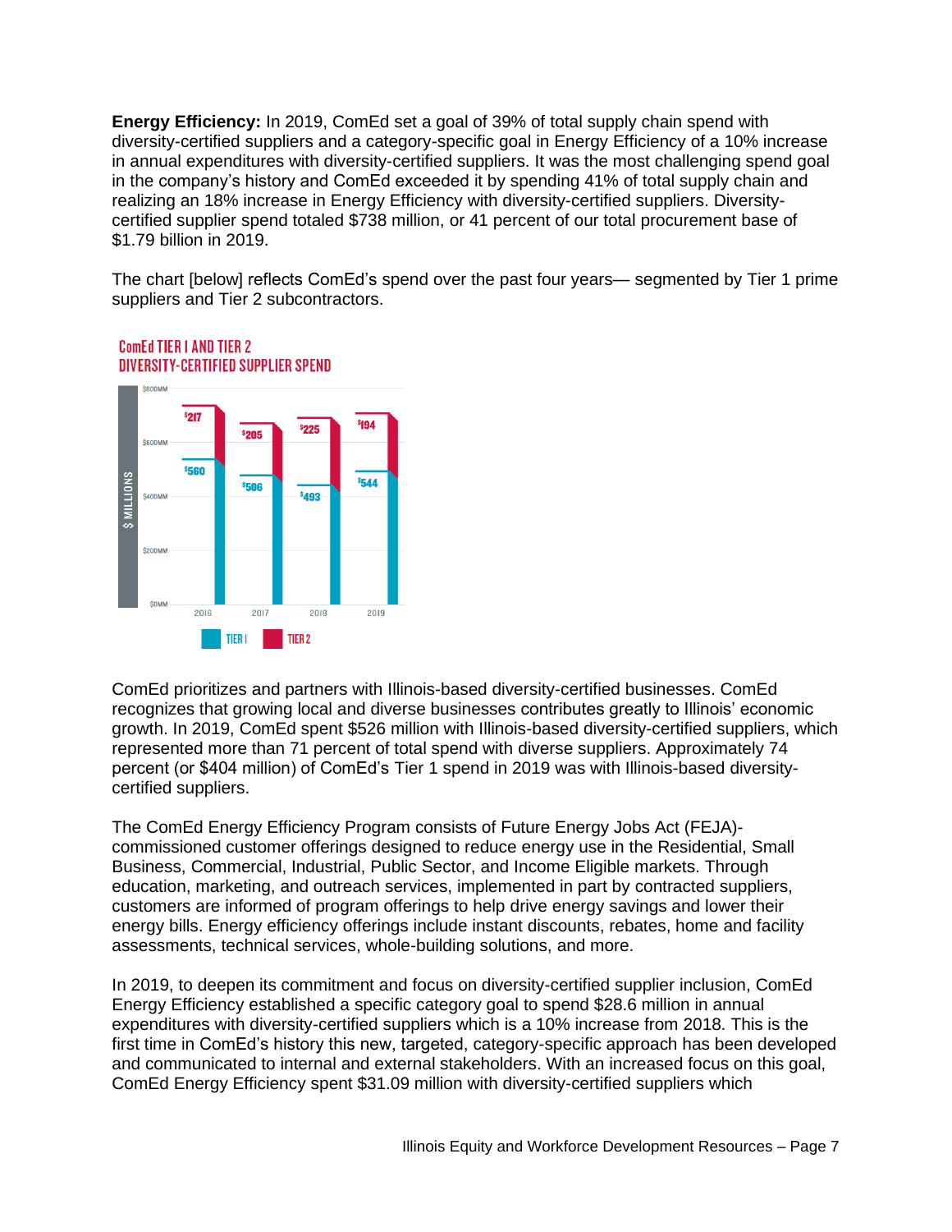**Energy Efficiency:** In 2019, ComEd set a goal of 39% of total supply chain spend with diversity-certified suppliers and a category-specific goal in Energy Efficiency of a 10% increase in annual expenditures with diversity-certified suppliers. It was the most challenging spend goal in the company's history and ComEd exceeded it by spending 41% of total supply chain and realizing an 18% increase in Energy Efficiency with diversity-certified suppliers. Diversity-certified supplier spend totaled $738 million, or 41 percent of our total procurement base of $1.79 billion in 2019.

The chart [below] reflects ComEd's spend over the past four years— segmented by Tier 1 prime suppliers and Tier 2 subcontractors.

**ComEd TIER 1 AND TIER 2 DIVERSITY-CERTIFIED SUPPLIER SPEND**

| $ MILLIONS | 2016 | 2017 | 2018 | 2019 |
|---|---|---|---|---|
| TIER 1 | $560 | $506 | $493 | $544 |
| TIER 2 | $217 | $205 | $225 | $194 |

ComEd prioritizes and partners with Illinois-based diversity-certified businesses. ComEd recognizes that growing local and diverse businesses contributes greatly to Illinois' economic growth. In 2019, ComEd spent $526 million with Illinois-based diversity-certified suppliers, which represented more than 71 percent of total spend with diverse suppliers. Approximately 74 percent (or $404 million) of ComEd's Tier 1 spend in 2019 was with Illinois-based diversity-certified suppliers.

The ComEd Energy Efficiency Program consists of Future Energy Jobs Act (FEJA)-commissioned customer offerings designed to reduce energy use in the Residential, Small Business, Commercial, Industrial, Public Sector, and Income Eligible markets. Through education, marketing, and outreach services, implemented in part by contracted suppliers, customers are informed of program offerings to help drive energy savings and lower their energy bills. Energy efficiency offerings include instant discounts, rebates, home and facility assessments, technical services, whole-building solutions, and more.

In 2019, to deepen its commitment and focus on diversity-certified supplier inclusion, ComEd Energy Efficiency established a specific category goal to spend $28.6 million in annual expenditures with diversity-certified suppliers which is a 10% increase from 2018. This is the first time in ComEd's history this new, targeted, category-specific approach has been developed and communicated to internal and external stakeholders. With an increased focus on this goal, ComEd Energy Efficiency spent $31.09 million with diversity-certified suppliers which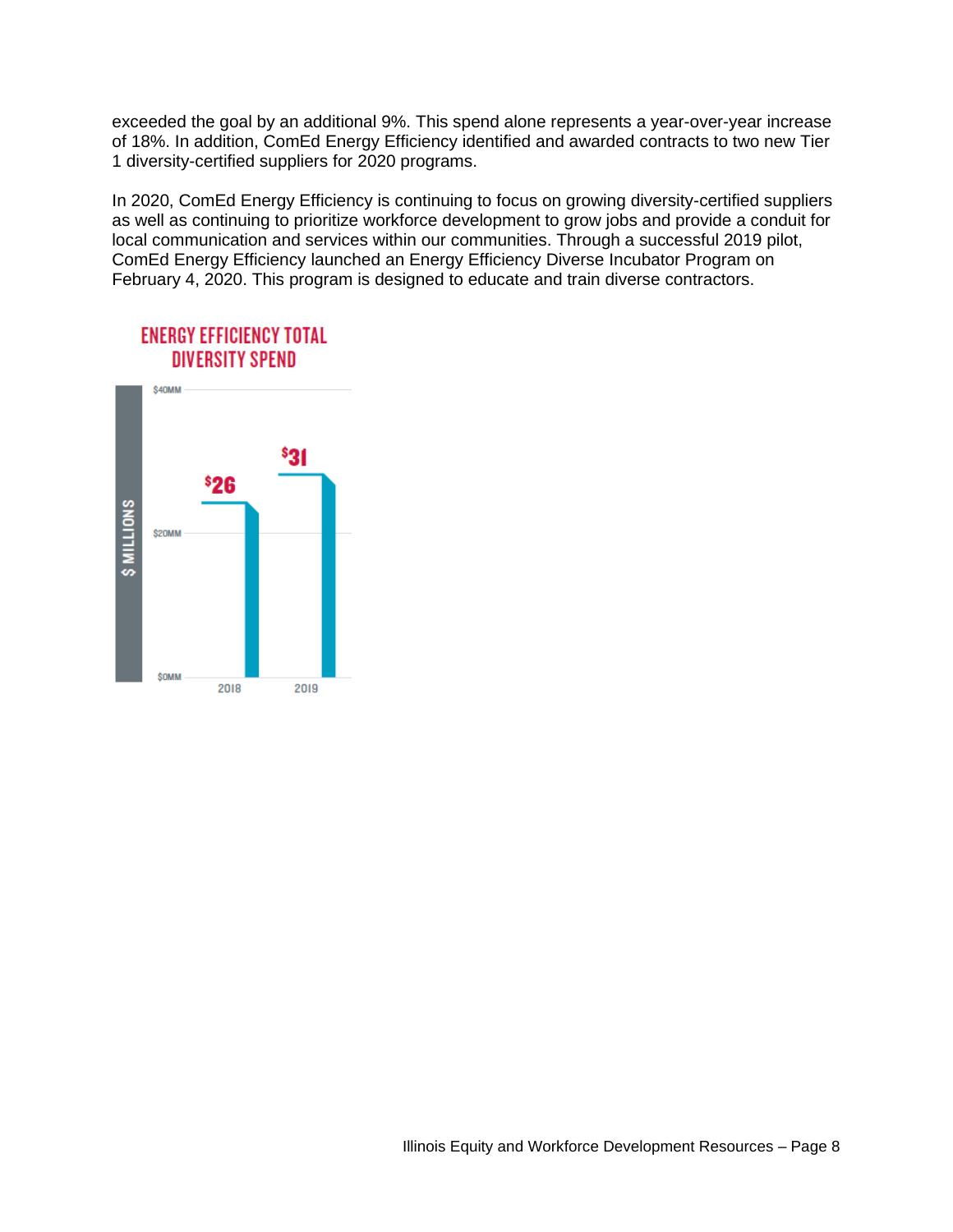exceeded the goal by an additional 9%. This spend alone represents a year-over-year increase of 18%. In addition, ComEd Energy Efficiency identified and awarded contracts to two new Tier 1 diversity-certified suppliers for 2020 programs.

In 2020, ComEd Energy Efficiency is continuing to focus on growing diversity-certified suppliers as well as continuing to prioritize workforce development to grow jobs and provide a conduit for local communication and services within our communities. Through a successful 2019 pilot, ComEd Energy Efficiency launched an Energy Efficiency Diverse Incubator Program on February 4, 2020. This program is designed to educate and train diverse contractors.

**ENERGY EFFICIENCY TOTAL DIVERSITY SPEND**

| Year | $ MILLIONS |
|---|---|
| 2018 | $26 |
| 2019 | $31 |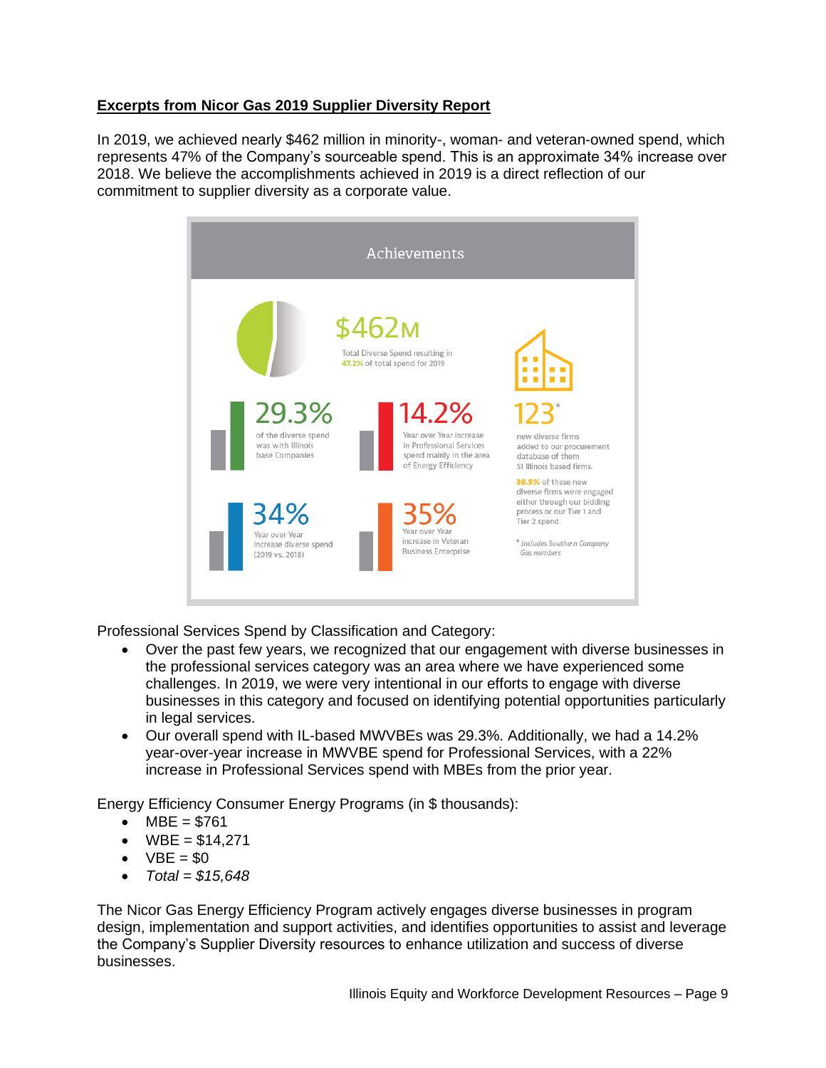**Excerpts from Nicor Gas 2019 Supplier Diversity Report**

In 2019, we achieved nearly $462 million in minority-, woman- and veteran-owned spend, which represents 47% of the Company's sourceable spend. This is an approximate 34% increase over 2018. We believe the accomplishments achieved in 2019 is a direct reflection of our commitment to supplier diversity as a corporate value.

Achievements

$462M

Total Diverse Spend resulting in 47.2% of total spend for 2019

29.3%

of the diverse spend was with Illinois base Companies

14.2%

Year over Year increase in Professional Services spend mainly in the area of Energy Efficiency

123*

new diverse firms added to our procurement database of them 51 Illinois based firms.

30.9% of these new diverse firms were engaged either through our bidding process or our Tier 1 and Tier 2 spend.

34%

Year over Year increase diverse spend (2019 vs. 2018)

35%

Year over Year increase in Veteran Business Enterprise

* Includes Southern Company Gas numbers

Professional Services Spend by Classification and Category:

- Over the past few years, we recognized that our engagement with diverse businesses in the professional services category was an area where we have experienced some challenges. In 2019, we were very intentional in our efforts to engage with diverse businesses in this category and focused on identifying potential opportunities particularly in legal services.
- Our overall spend with IL-based MWVBEs was 29.3%. Additionally, we had a 14.2% year-over-year increase in MWVBE spend for Professional Services, with a 22% increase in Professional Services spend with MBEs from the prior year.

Energy Efficiency Consumer Energy Programs (in $ thousands):

- MBE = $761
- WBE = $14,271
- VBE = $0
- *Total = $15,648*

The Nicor Gas Energy Efficiency Program actively engages diverse businesses in program design, implementation and support activities, and identifies opportunities to assist and leverage the Company's Supplier Diversity resources to enhance utilization and success of diverse businesses.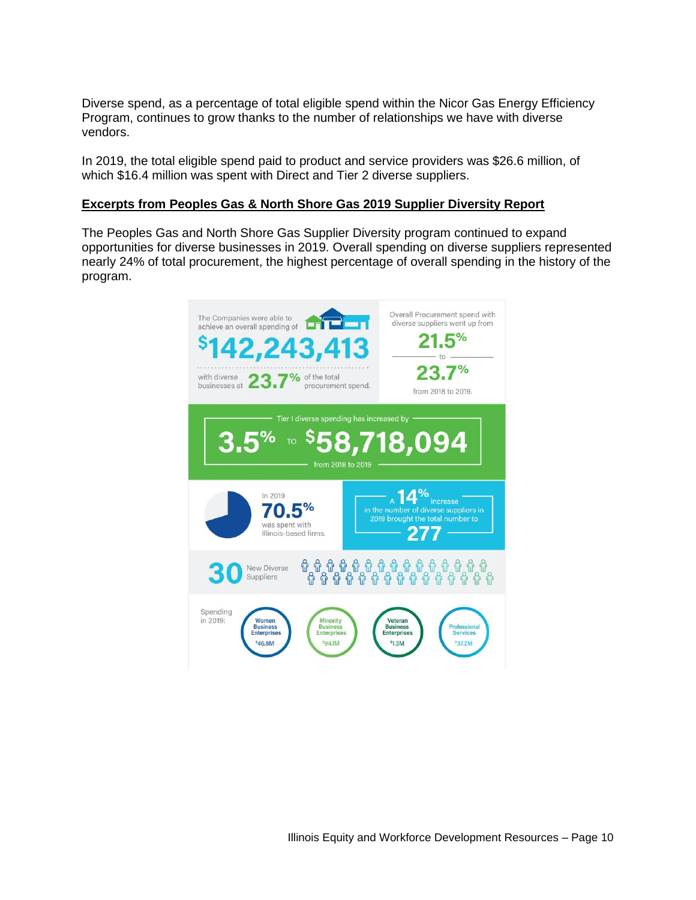Diverse spend, as a percentage of total eligible spend within the Nicor Gas Energy Efficiency Program, continues to grow thanks to the number of relationships we have with diverse vendors.

In 2019, the total eligible spend paid to product and service providers was $26.6 million, of which $16.4 million was spent with Direct and Tier 2 diverse suppliers.

**Excerpts from Peoples Gas & North Shore Gas 2019 Supplier Diversity Report**

The Peoples Gas and North Shore Gas Supplier Diversity program continued to expand opportunities for diverse businesses in 2019. Overall spending on diverse suppliers represented nearly 24% of total procurement, the highest percentage of overall spending in the history of the program.

The Companies were able to achieve an overall spending of **$142,243,413** with diverse businesses at **23.7%** of the total procurement spend.

Overall Procurement spend with diverse suppliers went up from **21.5%** to **23.7%** from 2018 to 2019.

Tier I diverse spending has increased by **3.5%** TO **$58,718,094** from 2018 to 2019

In 2019 **70.5%** was spent with Illinois-based firms.

A **14%** increase in the number of diverse suppliers in 2019 brought the total number to **277**

**30** New Diverse Suppliers

Spending in 2019:

- Women Business Enterprises $46.8M
- Minority Business Enterprises $94.1M
- Veteran Business Enterprises $1.3M
- Professional Services $37.2M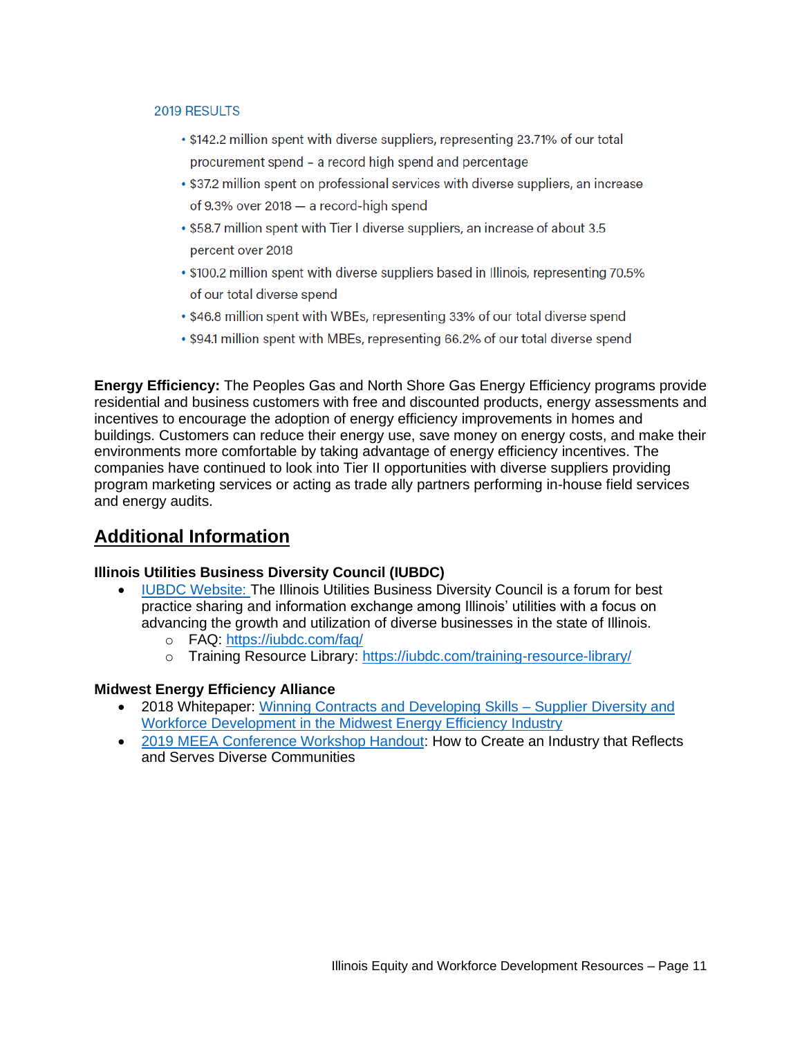2019 RESULTS

- $142.2 million spent with diverse suppliers, representing 23.71% of our total procurement spend – a record high spend and percentage
- $37.2 million spent on professional services with diverse suppliers, an increase of 9.3% over 2018 — a record-high spend
- $58.7 million spent with Tier I diverse suppliers, an increase of about 3.5 percent over 2018
- $100.2 million spent with diverse suppliers based in Illinois, representing 70.5% of our total diverse spend
- $46.8 million spent with WBEs, representing 33% of our total diverse spend
- $94.1 million spent with MBEs, representing 66.2% of our total diverse spend

**Energy Efficiency:** The Peoples Gas and North Shore Gas Energy Efficiency programs provide residential and business customers with free and discounted products, energy assessments and incentives to encourage the adoption of energy efficiency improvements in homes and buildings. Customers can reduce their energy use, save money on energy costs, and make their environments more comfortable by taking advantage of energy efficiency incentives. The companies have continued to look into Tier II opportunities with diverse suppliers providing program marketing services or acting as trade ally partners performing in-house field services and energy audits.

## Additional Information

**Illinois Utilities Business Diversity Council (IUBDC)**

- IUBDC Website: The Illinois Utilities Business Diversity Council is a forum for best practice sharing and information exchange among Illinois' utilities with a focus on advancing the growth and utilization of diverse businesses in the state of Illinois.
  - FAQ: https://iubdc.com/faq/
  - Training Resource Library: https://iubdc.com/training-resource-library/

**Midwest Energy Efficiency Alliance**

- 2018 Whitepaper: Winning Contracts and Developing Skills – Supplier Diversity and Workforce Development in the Midwest Energy Efficiency Industry
- 2019 MEEA Conference Workshop Handout: How to Create an Industry that Reflects and Serves Diverse Communities